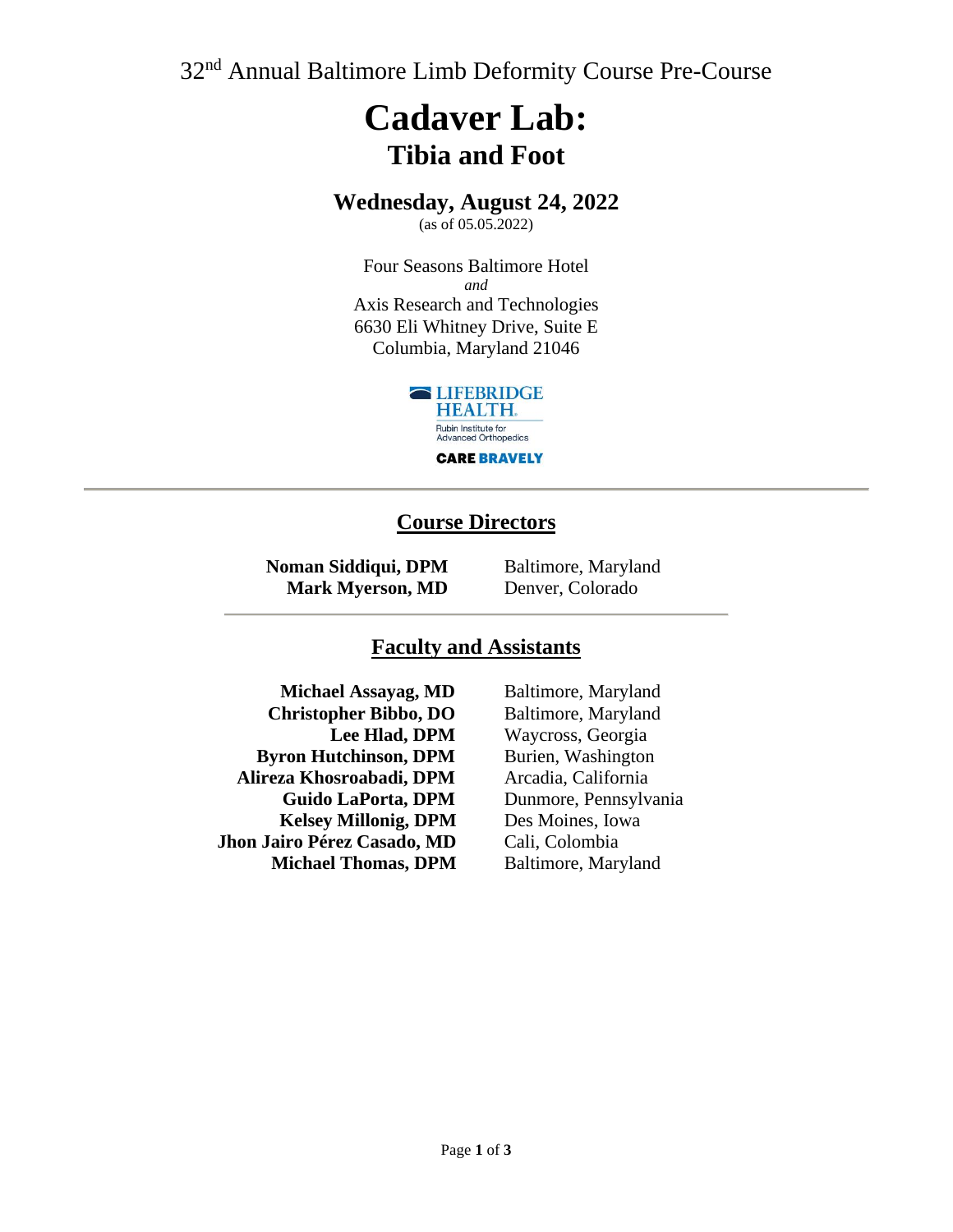32nd Annual Baltimore Limb Deformity Course Pre-Course

# Cadaver Lab:
## Tibia and Foot

### Wednesday, August 24, 2022
(as of 05.05.2022)

Four Seasons Baltimore Hotel
*and*
Axis Research and Technologies
6630 Eli Whitney Drive, Suite E
Columbia, Maryland 21046

LIFEBRIDGE HEALTH
Rubin Institute for Advanced Orthopedics
CARE BRAVELY

---

## Course Directors

| | |
|---|---|
| **Noman Siddiqui, DPM** | Baltimore, Maryland |
| **Mark Myerson, MD** | Denver, Colorado |

---

## Faculty and Assistants

| | |
|---|---|
| **Michael Assayag, MD** | Baltimore, Maryland |
| **Christopher Bibbo, DO** | Baltimore, Maryland |
| **Lee Hlad, DPM** | Waycross, Georgia |
| **Byron Hutchinson, DPM** | Burien, Washington |
| **Alireza Khosroabadi, DPM** | Arcadia, California |
| **Guido LaPorta, DPM** | Dunmore, Pennsylvania |
| **Kelsey Millonig, DPM** | Des Moines, Iowa |
| **Jhon Jairo Pérez Casado, MD** | Cali, Colombia |
| **Michael Thomas, DPM** | Baltimore, Maryland |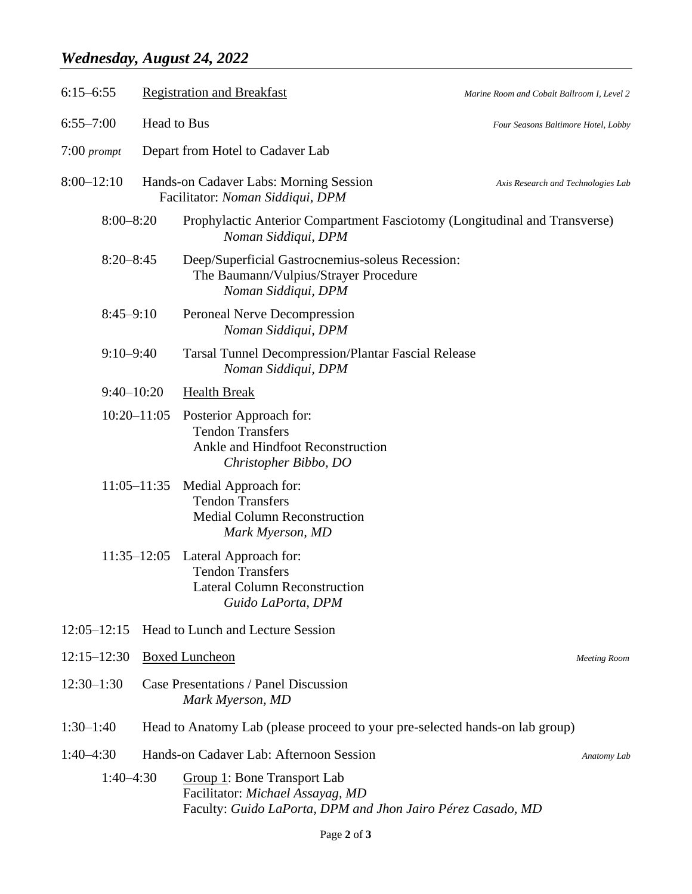## *Wednesday, August 24, 2022*

6:15–6:55 Registration and Breakfast — *Marine Room and Cobalt Ballroom I, Level 2*

6:55–7:00 Head to Bus — *Four Seasons Baltimore Hotel, Lobby*

7:00 *prompt* Depart from Hotel to Cadaver Lab

8:00–12:10 Hands-on Cadaver Labs: Morning Session — *Axis Research and Technologies Lab*
Facilitator: *Noman Siddiqui, DPM*

- 8:00–8:20 Prophylactic Anterior Compartment Fasciotomy (Longitudinal and Transverse)
  *Noman Siddiqui, DPM*
- 8:20–8:45 Deep/Superficial Gastrocnemius-soleus Recession:
  The Baumann/Vulpius/Strayer Procedure
  *Noman Siddiqui, DPM*
- 8:45–9:10 Peroneal Nerve Decompression
  *Noman Siddiqui, DPM*
- 9:10–9:40 Tarsal Tunnel Decompression/Plantar Fascial Release
  *Noman Siddiqui, DPM*
- 9:40–10:20 Health Break
- 10:20–11:05 Posterior Approach for:
  Tendon Transfers
  Ankle and Hindfoot Reconstruction
  *Christopher Bibbo, DO*
- 11:05–11:35 Medial Approach for:
  Tendon Transfers
  Medial Column Reconstruction
  *Mark Myerson, MD*
- 11:35–12:05 Lateral Approach for:
  Tendon Transfers
  Lateral Column Reconstruction
  *Guido LaPorta, DPM*

12:05–12:15 Head to Lunch and Lecture Session

12:15–12:30 Boxed Luncheon — *Meeting Room*

12:30–1:30 Case Presentations / Panel Discussion
*Mark Myerson, MD*

1:30–1:40 Head to Anatomy Lab (please proceed to your pre-selected hands-on lab group)

1:40–4:30 Hands-on Cadaver Lab: Afternoon Session — *Anatomy Lab*

- 1:40–4:30 Group 1: Bone Transport Lab
  Facilitator: *Michael Assayag, MD*
  Faculty: *Guido LaPorta, DPM and Jhon Jairo Pérez Casado, MD*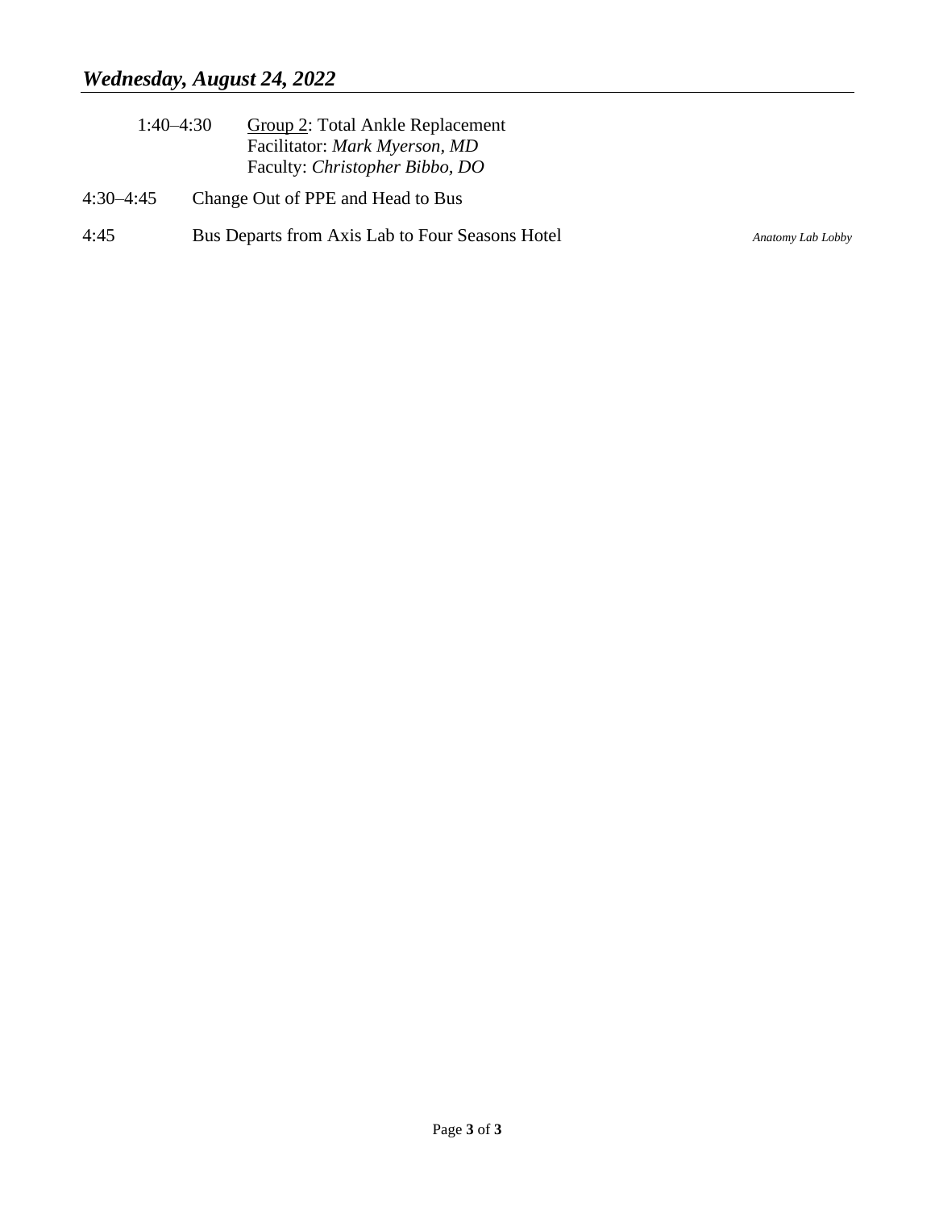## *Wednesday, August 24, 2022*

1:40–4:30 Group 2: Total Ankle Replacement
Facilitator: *Mark Myerson, MD*
Faculty: *Christopher Bibbo, DO*

4:30–4:45 Change Out of PPE and Head to Bus

4:45 Bus Departs from Axis Lab to Four Seasons Hotel *Anatomy Lab Lobby*